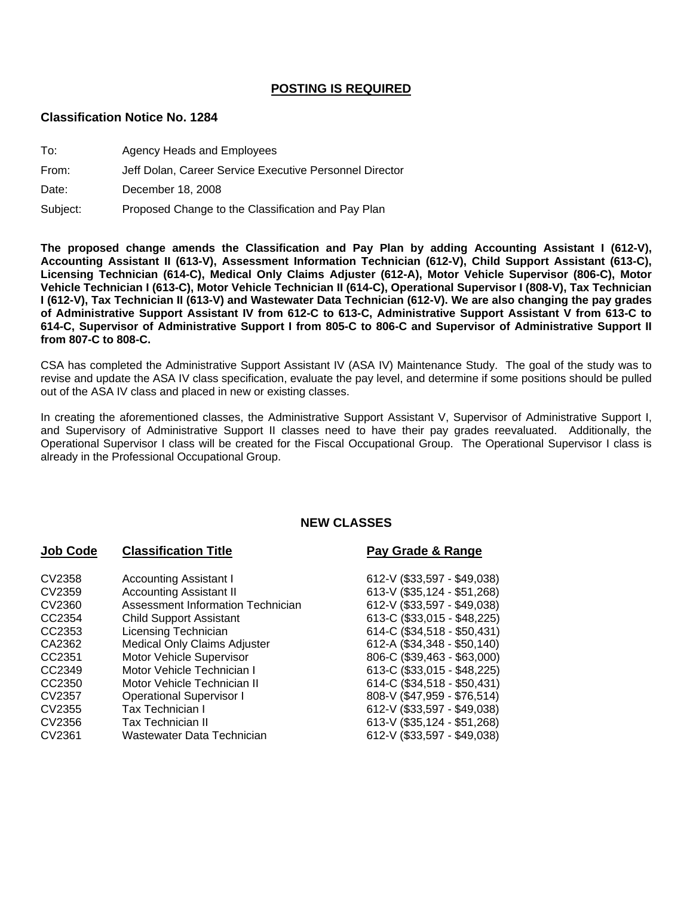## POSTING IS REQUIRED

### Classification Notice No. 1284

To: Agency Heads and Employees

From: Jeff Dolan, Career Service Executive Personnel Director

Date: December 18, 2008

Subject: Proposed Change to the Classification and Pay Plan

**The proposed change amends the Classification and Pay Plan by adding Accounting Assistant I (612-V), Accounting Assistant II (613-V), Assessment Information Technician (612-V), Child Support Assistant (613-C), Licensing Technician (614-C), Medical Only Claims Adjuster (612-A), Motor Vehicle Supervisor (806-C), Motor Vehicle Technician I (613-C), Motor Vehicle Technician II (614-C), Operational Supervisor I (808-V), Tax Technician I (612-V), Tax Technician II (613-V) and Wastewater Data Technician (612-V). We are also changing the pay grades of Administrative Support Assistant IV from 612-C to 613-C, Administrative Support Assistant V from 613-C to 614-C, Supervisor of Administrative Support I from 805-C to 806-C and Supervisor of Administrative Support II from 807-C to 808-C.**

CSA has completed the Administrative Support Assistant IV (ASA IV) Maintenance Study. The goal of the study was to revise and update the ASA IV class specification, evaluate the pay level, and determine if some positions should be pulled out of the ASA IV class and placed in new or existing classes.

In creating the aforementioned classes, the Administrative Support Assistant V, Supervisor of Administrative Support I, and Supervisory of Administrative Support II classes need to have their pay grades reevaluated. Additionally, the Operational Supervisor I class will be created for the Fiscal Occupational Group. The Operational Supervisor I class is already in the Professional Occupational Group.

## NEW CLASSES

| Job Code | Classification Title | Pay Grade & Range |
|---|---|---|
| CV2358 | Accounting Assistant I | 612-V ($33,597 - $49,038) |
| CV2359 | Accounting Assistant II | 613-V ($35,124 - $51,268) |
| CV2360 | Assessment Information Technician | 612-V ($33,597 - $49,038) |
| CC2354 | Child Support Assistant | 613-C ($33,015 - $48,225) |
| CC2353 | Licensing Technician | 614-C ($34,518 - $50,431) |
| CA2362 | Medical Only Claims Adjuster | 612-A ($34,348 - $50,140) |
| CC2351 | Motor Vehicle Supervisor | 806-C ($39,463 - $63,000) |
| CC2349 | Motor Vehicle Technician I | 613-C ($33,015 - $48,225) |
| CC2350 | Motor Vehicle Technician II | 614-C ($34,518 - $50,431) |
| CV2357 | Operational Supervisor I | 808-V ($47,959 - $76,514) |
| CV2355 | Tax Technician I | 612-V ($33,597 - $49,038) |
| CV2356 | Tax Technician II | 613-V ($35,124 - $51,268) |
| CV2361 | Wastewater Data Technician | 612-V ($33,597 - $49,038) |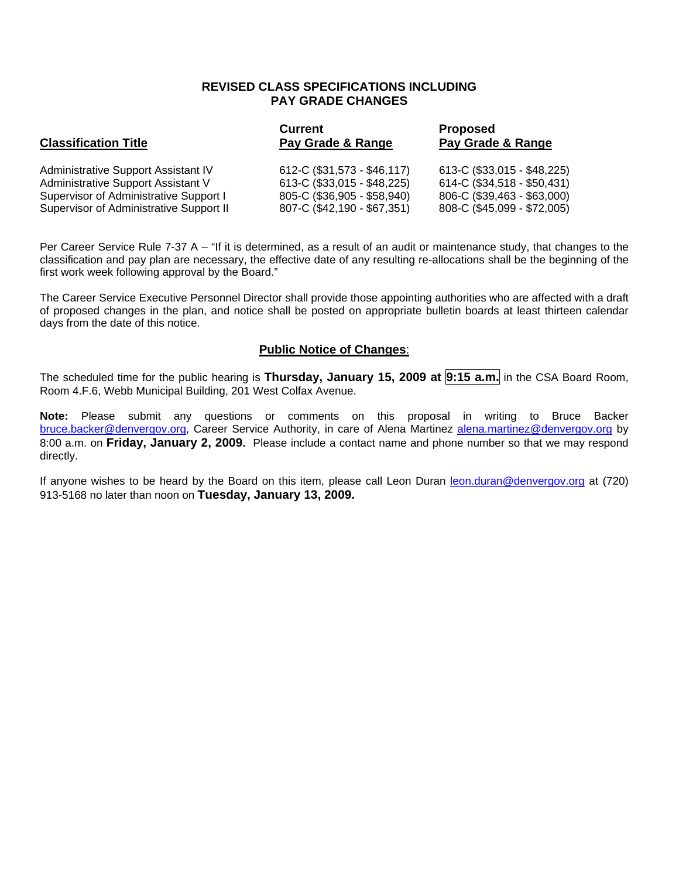**REVISED CLASS SPECIFICATIONS INCLUDING PAY GRADE CHANGES**

| Classification Title | Current Pay Grade & Range | Proposed Pay Grade & Range |
|---|---|---|
| Administrative Support Assistant IV | 612-C ($31,573 - $46,117) | 613-C ($33,015 - $48,225) |
| Administrative Support Assistant V | 613-C ($33,015 - $48,225) | 614-C ($34,518 - $50,431) |
| Supervisor of Administrative Support I | 805-C ($36,905 - $58,940) | 806-C ($39,463 - $63,000) |
| Supervisor of Administrative Support II | 807-C ($42,190 - $67,351) | 808-C ($45,099 - $72,005) |

Per Career Service Rule 7-37 A – "If it is determined, as a result of an audit or maintenance study, that changes to the classification and pay plan are necessary, the effective date of any resulting re-allocations shall be the beginning of the first work week following approval by the Board."

The Career Service Executive Personnel Director shall provide those appointing authorities who are affected with a draft of proposed changes in the plan, and notice shall be posted on appropriate bulletin boards at least thirteen calendar days from the date of this notice.

**Public Notice of Changes**:

The scheduled time for the public hearing is **Thursday, January 15, 2009 at 9:15 a.m.** in the CSA Board Room, Room 4.F.6, Webb Municipal Building, 201 West Colfax Avenue.

**Note:** Please submit any questions or comments on this proposal in writing to Bruce Backer bruce.backer@denvergov.org, Career Service Authority, in care of Alena Martinez alena.martinez@denvergov.org by 8:00 a.m. on **Friday, January 2, 2009.** Please include a contact name and phone number so that we may respond directly.

If anyone wishes to be heard by the Board on this item, please call Leon Duran leon.duran@denvergov.org at (720) 913-5168 no later than noon on **Tuesday, January 13, 2009.**